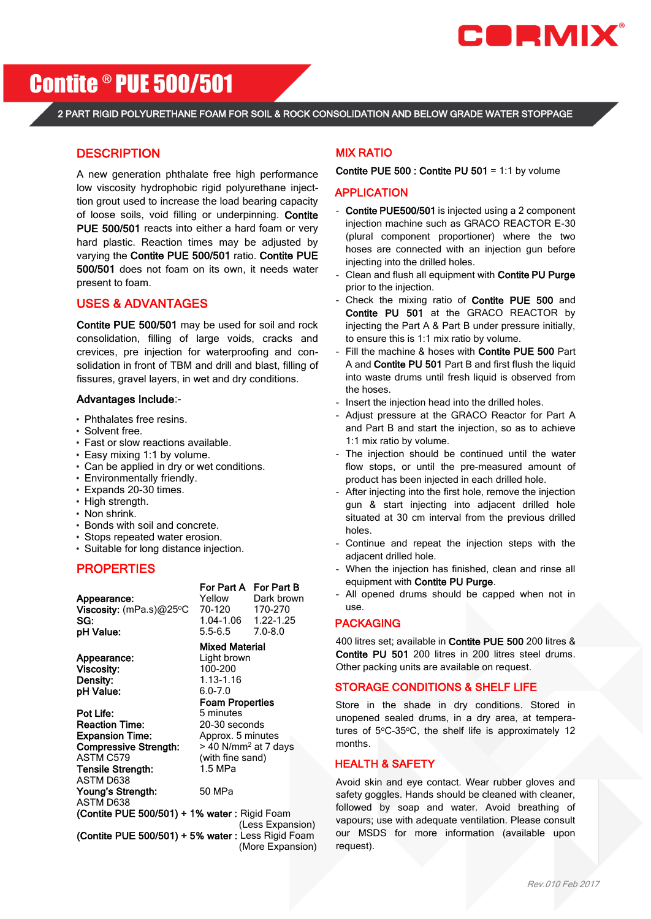# Contite® PUE 500/501

**2 PART RIGID POLYURETHANE FOAM FOR SOIL & ROCK CONSOLIDATION AND BELOW GRADE WATER STOPPAGE**

## DESCRIPTION

A new generation phthalate free high performance low viscosity hydrophobic rigid polyurethane injection grout used to increase the load bearing capacity of loose soils, void filling or underpinning. **Contite PUE 500/501** reacts into either a hard foam or very hard plastic. Reaction times may be adjusted by varying the **Contite PUE 500/501** ratio. **Contite PUE 500/501** does not foam on its own, it needs water present to foam.

## USES & ADVANTAGES

**Contite PUE 500/501** may be used for soil and rock consolidation, filling of large voids, cracks and crevices, pre injection for waterproofing and consolidation in front of TBM and drill and blast, filling of fissures, gravel layers, in wet and dry conditions.

**Advantages Include**:-

- Phthalates free resins.
- Solvent free.
- Fast or slow reactions available.
- Easy mixing 1:1 by volume.
- Can be applied in dry or wet conditions.
- Environmentally friendly.
- Expands 20-30 times.
- High strength.
- Non shrink.
- Bonds with soil and concrete.
- Stops repeated water erosion.
- Suitable for long distance injection.

## PROPERTIES

| | For Part A | For Part B |
|---|---|---|
| **Appearance:** | Yellow | Dark brown |
| **Viscosity:** (mPa.s)@25°C | 70-120 | 170-270 |
| **SG:** | 1.04-1.06 | 1.22-1.25 |
| **pH Value:** | 5.5-6.5 | 7.0-8.0 |

| | Mixed Material |
|---|---|
| **Appearance:** | Light brown |
| **Viscosity:** | 100-200 |
| **Density:** | 1.13-1.16 |
| **pH Value:** | 6.0-7.0 |

| | Foam Properties |
|---|---|
| **Pot Life:** | 5 minutes |
| **Reaction Time:** | 20-30 seconds |
| **Expansion Time:** | Approx. 5 minutes |
| **Compressive Strength:** ASTM C579 | > 40 N/mm² at 7 days (with fine sand) |
| **Tensile Strength:** ASTM D638 | 1.5 MPa |
| **Young's Strength:** ASTM D638 | 50 MPa |

**(Contite PUE 500/501) + 1% water :** Rigid Foam (Less Expansion)

**(Contite PUE 500/501) + 5% water :** Less Rigid Foam (More Expansion)

## MIX RATIO

**Contite PUE 500 : Contite PU 501** = 1:1 by volume

## APPLICATION

- **Contite PUE500/501** is injected using a 2 component injection machine such as GRACO REACTOR E-30 (plural component proportioner) where the two hoses are connected with an injection gun before injecting into the drilled holes.
- Clean and flush all equipment with **Contite PU Purge** prior to the injection.
- Check the mixing ratio of **Contite PUE 500** and **Contite PU 501** at the GRACO REACTOR by injecting the Part A & Part B under pressure initially, to ensure this is 1:1 mix ratio by volume.
- Fill the machine & hoses with **Contite PUE 500** Part A and **Contite PU 501** Part B and first flush the liquid into waste drums until fresh liquid is observed from the hoses.
- Insert the injection head into the drilled holes.
- Adjust pressure at the GRACO Reactor for Part A and Part B and start the injection, so as to achieve 1:1 mix ratio by volume.
- The injection should be continued until the water flow stops, or until the pre-measured amount of product has been injected in each drilled hole.
- After injecting into the first hole, remove the injection gun & start injecting into adjacent drilled hole situated at 30 cm interval from the previous drilled holes.
- Continue and repeat the injection steps with the adjacent drilled hole.
- When the injection has finished, clean and rinse all equipment with **Contite PU Purge**.
- All opened drums should be capped when not in use.

## PACKAGING

400 litres set; available in **Contite PUE 500** 200 litres & **Contite PU 501** 200 litres in 200 litres steel drums. Other packing units are available on request.

## STORAGE CONDITIONS & SHELF LIFE

Store in the shade in dry conditions. Stored in unopened sealed drums, in a dry area, at temperatures of 5°C-35°C, the shelf life is approximately 12 months.

## HEALTH & SAFETY

Avoid skin and eye contact. Wear rubber gloves and safety goggles. Hands should be cleaned with cleaner, followed by soap and water. Avoid breathing of vapours; use with adequate ventilation. Please consult our MSDS for more information (available upon request).

*Rev.010 Feb 2017*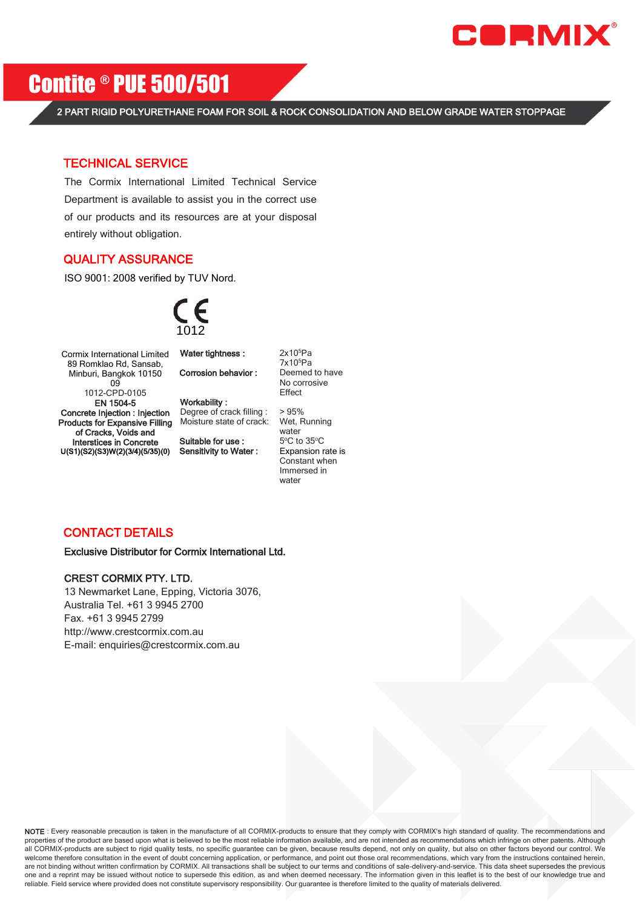# Contite ® PUE 500/501

2 PART RIGID POLYURETHANE FOAM FOR SOIL & ROCK CONSOLIDATION AND BELOW GRADE WATER STOPPAGE

## TECHNICAL SERVICE

The Cormix International Limited Technical Service Department is available to assist you in the correct use of our products and its resources are at your disposal entirely without obligation.

## QUALITY ASSURANCE

ISO 9001: 2008 verified by TUV Nord.

CE
1012

Cormix International Limited
89 Romklao Rd, Sansab,
Minburi, Bangkok 10150
09
1012-CPD-0105
**EN 1504-5**
**Concrete Injection : Injection Products for Expansive Filling of Cracks, Voids and Interstices in Concrete**
**U(S1)(S2)(S3)W(2)(3/4)(5/35)(0)**

| | |
|---|---|
| **Water tightness :** | $2x10^5$Pa<br>$7x10^5$Pa |
| **Corrosion behavior :** | Deemed to have No corrosive Effect |
| **Workability :** | |
| Degree of crack filling : | > 95% |
| Moisture state of crack: | Wet, Running water |
| **Suitable for use :** | 5°C to 35°C |
| **Sensitivity to Water :** | Expansion rate is Constant when Immersed in water |

## CONTACT DETAILS

**Exclusive Distributor for Cormix International Ltd.**

CREST CORMIX PTY. LTD.
13 Newmarket Lane, Epping, Victoria 3076,
Australia Tel. +61 3 9945 2700
Fax. +61 3 9945 2799
http://www.crestcormix.com.au
E-mail: enquiries@crestcormix.com.au

**NOTE** : Every reasonable precaution is taken in the manufacture of all CORMIX-products to ensure that they comply with CORMIX's high standard of quality. The recommendations and properties of the product are based upon what is believed to be the most reliable information available, and are not intended as recommendations which infringe on other patents. Although all CORMIX-products are subject to rigid quality tests, no specific guarantee can be given, because results depend, not only on quality, but also on other factors beyond our control. We welcome therefore consultation in the event of doubt concerning application, or performance, and point out those oral recommendations, which vary from the instructions contained herein, are not binding without written confirmation by CORMIX. All transactions shall be subject to our terms and conditions of sale-delivery-and-service. This data sheet supersedes the previous one and a reprint may be issued without notice to supersede this edition, as and when deemed necessary. The information given in this leaflet is to the best of our knowledge true and reliable. Field service where provided does not constitute supervisory responsibility. Our guarantee is therefore limited to the quality of materials delivered.